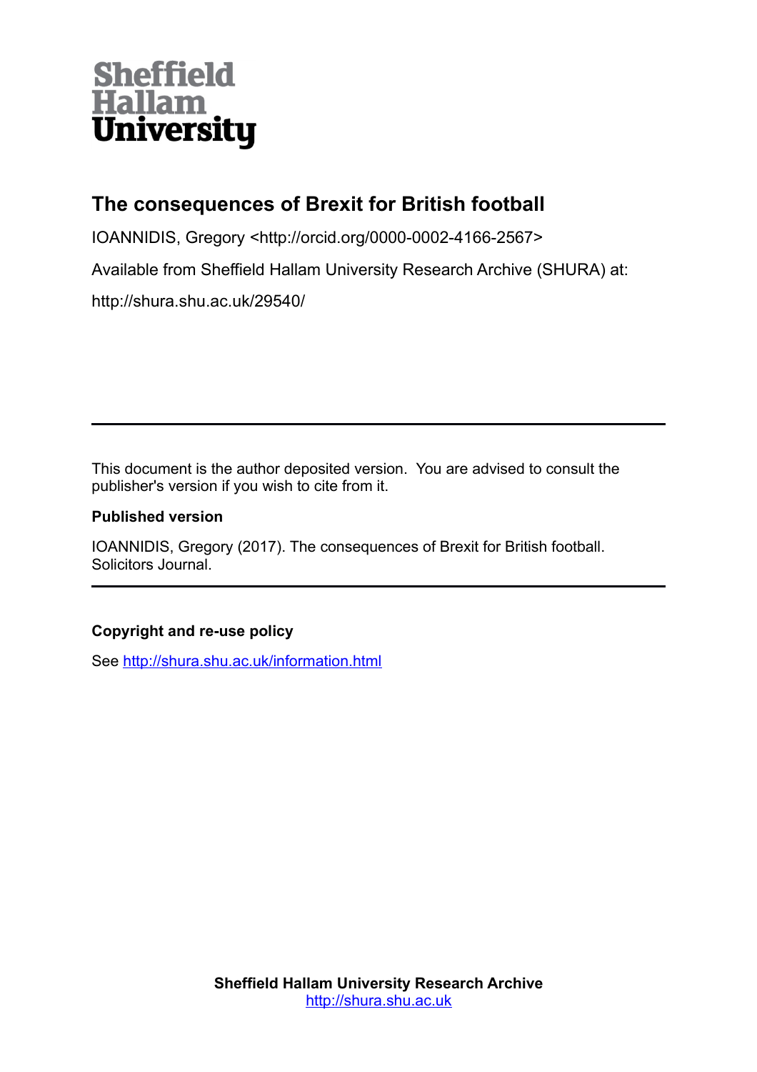Sheffield Hallam University

# The consequences of Brexit for British football

IOANNIDIS, Gregory <http://orcid.org/0000-0002-4166-2567>

Available from Sheffield Hallam University Research Archive (SHURA) at:

http://shura.shu.ac.uk/29540/

---

This document is the author deposited version. You are advised to consult the publisher's version if you wish to cite from it.

**Published version**

IOANNIDIS, Gregory (2017). The consequences of Brexit for British football. Solicitors Journal.

---

**Copyright and re-use policy**

See http://shura.shu.ac.uk/information.html

**Sheffield Hallam University Research Archive**
http://shura.shu.ac.uk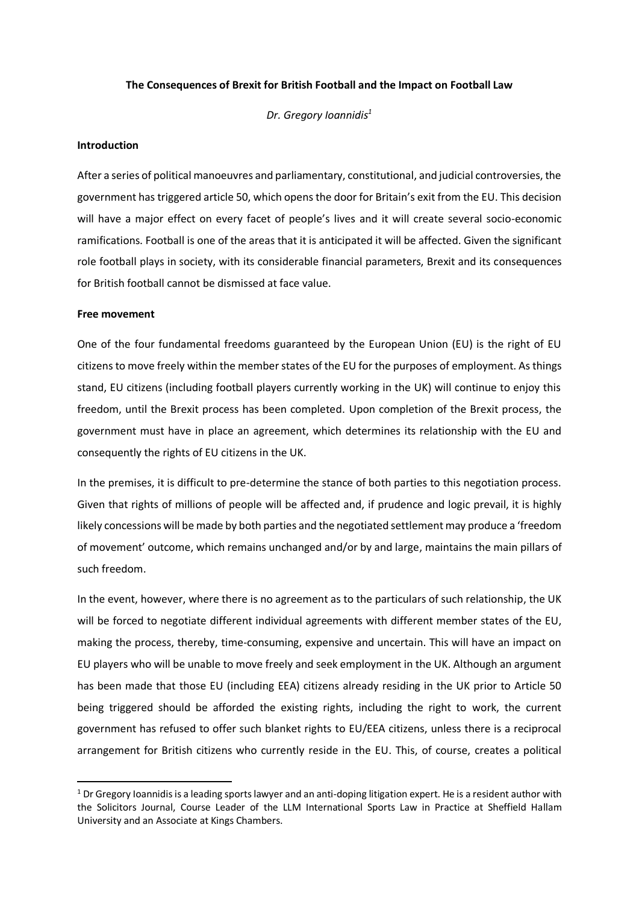**The Consequences of Brexit for British Football and the Impact on Football Law**

*Dr. Gregory Ioannidis*[1]

**Introduction**

After a series of political manoeuvres and parliamentary, constitutional, and judicial controversies, the government has triggered article 50, which opens the door for Britain's exit from the EU. This decision will have a major effect on every facet of people's lives and it will create several socio-economic ramifications. Football is one of the areas that it is anticipated it will be affected. Given the significant role football plays in society, with its considerable financial parameters, Brexit and its consequences for British football cannot be dismissed at face value.

**Free movement**

One of the four fundamental freedoms guaranteed by the European Union (EU) is the right of EU citizens to move freely within the member states of the EU for the purposes of employment. As things stand, EU citizens (including football players currently working in the UK) will continue to enjoy this freedom, until the Brexit process has been completed. Upon completion of the Brexit process, the government must have in place an agreement, which determines its relationship with the EU and consequently the rights of EU citizens in the UK.

In the premises, it is difficult to pre-determine the stance of both parties to this negotiation process. Given that rights of millions of people will be affected and, if prudence and logic prevail, it is highly likely concessions will be made by both parties and the negotiated settlement may produce a 'freedom of movement' outcome, which remains unchanged and/or by and large, maintains the main pillars of such freedom.

In the event, however, where there is no agreement as to the particulars of such relationship, the UK will be forced to negotiate different individual agreements with different member states of the EU, making the process, thereby, time-consuming, expensive and uncertain. This will have an impact on EU players who will be unable to move freely and seek employment in the UK. Although an argument has been made that those EU (including EEA) citizens already residing in the UK prior to Article 50 being triggered should be afforded the existing rights, including the right to work, the current government has refused to offer such blanket rights to EU/EEA citizens, unless there is a reciprocal arrangement for British citizens who currently reside in the EU. This, of course, creates a political

[1] Dr Gregory Ioannidis is a leading sports lawyer and an anti-doping litigation expert. He is a resident author with the Solicitors Journal, Course Leader of the LLM International Sports Law in Practice at Sheffield Hallam University and an Associate at Kings Chambers.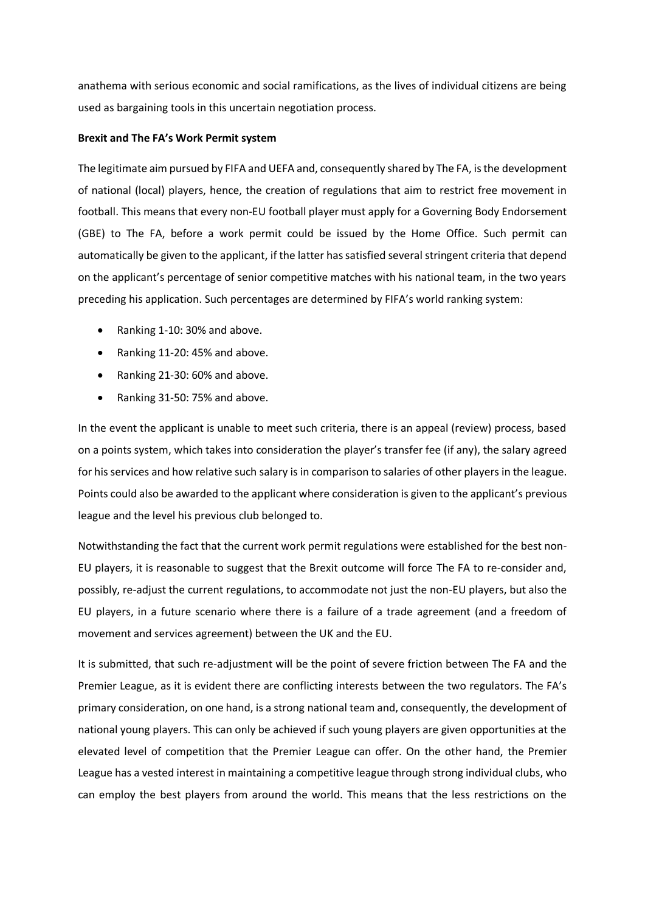anathema with serious economic and social ramifications, as the lives of individual citizens are being used as bargaining tools in this uncertain negotiation process.

**Brexit and The FA's Work Permit system**

The legitimate aim pursued by FIFA and UEFA and, consequently shared by The FA, is the development of national (local) players, hence, the creation of regulations that aim to restrict free movement in football. This means that every non-EU football player must apply for a Governing Body Endorsement (GBE) to The FA, before a work permit could be issued by the Home Office. Such permit can automatically be given to the applicant, if the latter has satisfied several stringent criteria that depend on the applicant's percentage of senior competitive matches with his national team, in the two years preceding his application. Such percentages are determined by FIFA's world ranking system:

- Ranking 1-10: 30% and above.
- Ranking 11-20: 45% and above.
- Ranking 21-30: 60% and above.
- Ranking 31-50: 75% and above.

In the event the applicant is unable to meet such criteria, there is an appeal (review) process, based on a points system, which takes into consideration the player's transfer fee (if any), the salary agreed for his services and how relative such salary is in comparison to salaries of other players in the league. Points could also be awarded to the applicant where consideration is given to the applicant's previous league and the level his previous club belonged to.

Notwithstanding the fact that the current work permit regulations were established for the best non-EU players, it is reasonable to suggest that the Brexit outcome will force The FA to re-consider and, possibly, re-adjust the current regulations, to accommodate not just the non-EU players, but also the EU players, in a future scenario where there is a failure of a trade agreement (and a freedom of movement and services agreement) between the UK and the EU.

It is submitted, that such re-adjustment will be the point of severe friction between The FA and the Premier League, as it is evident there are conflicting interests between the two regulators. The FA's primary consideration, on one hand, is a strong national team and, consequently, the development of national young players. This can only be achieved if such young players are given opportunities at the elevated level of competition that the Premier League can offer. On the other hand, the Premier League has a vested interest in maintaining a competitive league through strong individual clubs, who can employ the best players from around the world. This means that the less restrictions on the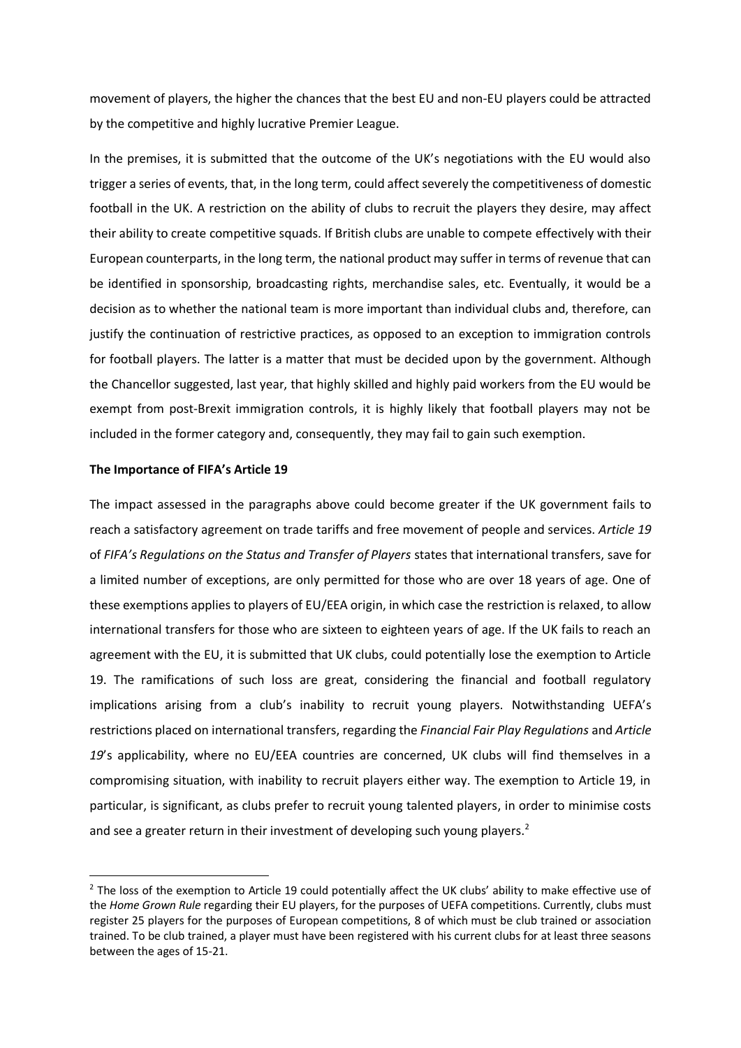movement of players, the higher the chances that the best EU and non-EU players could be attracted by the competitive and highly lucrative Premier League.

In the premises, it is submitted that the outcome of the UK's negotiations with the EU would also trigger a series of events, that, in the long term, could affect severely the competitiveness of domestic football in the UK. A restriction on the ability of clubs to recruit the players they desire, may affect their ability to create competitive squads. If British clubs are unable to compete effectively with their European counterparts, in the long term, the national product may suffer in terms of revenue that can be identified in sponsorship, broadcasting rights, merchandise sales, etc. Eventually, it would be a decision as to whether the national team is more important than individual clubs and, therefore, can justify the continuation of restrictive practices, as opposed to an exception to immigration controls for football players. The latter is a matter that must be decided upon by the government. Although the Chancellor suggested, last year, that highly skilled and highly paid workers from the EU would be exempt from post-Brexit immigration controls, it is highly likely that football players may not be included in the former category and, consequently, they may fail to gain such exemption.

**The Importance of FIFA's Article 19**

The impact assessed in the paragraphs above could become greater if the UK government fails to reach a satisfactory agreement on trade tariffs and free movement of people and services. *Article 19* of *FIFA's Regulations on the Status and Transfer of Players* states that international transfers, save for a limited number of exceptions, are only permitted for those who are over 18 years of age. One of these exemptions applies to players of EU/EEA origin, in which case the restriction is relaxed, to allow international transfers for those who are sixteen to eighteen years of age. If the UK fails to reach an agreement with the EU, it is submitted that UK clubs, could potentially lose the exemption to Article 19. The ramifications of such loss are great, considering the financial and football regulatory implications arising from a club's inability to recruit young players. Notwithstanding UEFA's restrictions placed on international transfers, regarding the *Financial Fair Play Regulations* and *Article 19*'s applicability, where no EU/EEA countries are concerned, UK clubs will find themselves in a compromising situation, with inability to recruit players either way. The exemption to Article 19, in particular, is significant, as clubs prefer to recruit young talented players, in order to minimise costs and see a greater return in their investment of developing such young players.[2]

[2] The loss of the exemption to Article 19 could potentially affect the UK clubs' ability to make effective use of the *Home Grown Rule* regarding their EU players, for the purposes of UEFA competitions. Currently, clubs must register 25 players for the purposes of European competitions, 8 of which must be club trained or association trained. To be club trained, a player must have been registered with his current clubs for at least three seasons between the ages of 15-21.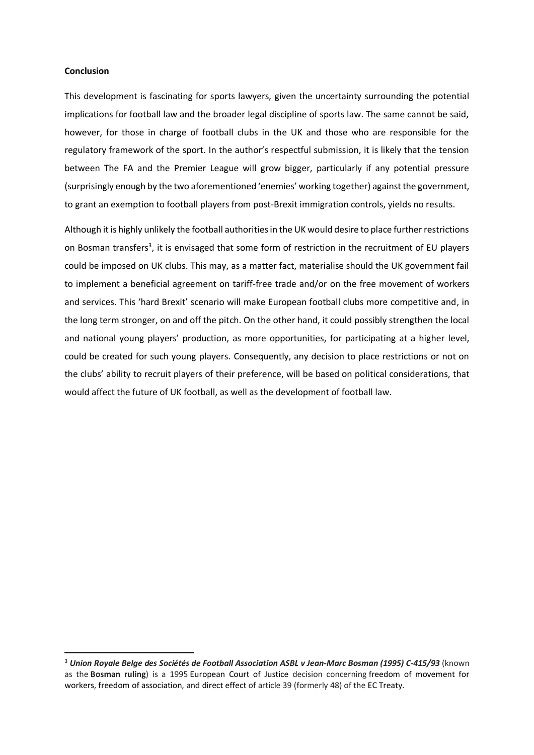**Conclusion**

This development is fascinating for sports lawyers, given the uncertainty surrounding the potential implications for football law and the broader legal discipline of sports law. The same cannot be said, however, for those in charge of football clubs in the UK and those who are responsible for the regulatory framework of the sport. In the author's respectful submission, it is likely that the tension between The FA and the Premier League will grow bigger, particularly if any potential pressure (surprisingly enough by the two aforementioned 'enemies' working together) against the government, to grant an exemption to football players from post-Brexit immigration controls, yields no results.

Although it is highly unlikely the football authorities in the UK would desire to place further restrictions on Bosman transfers[3], it is envisaged that some form of restriction in the recruitment of EU players could be imposed on UK clubs. This may, as a matter fact, materialise should the UK government fail to implement a beneficial agreement on tariff-free trade and/or on the free movement of workers and services. This 'hard Brexit' scenario will make European football clubs more competitive and, in the long term stronger, on and off the pitch. On the other hand, it could possibly strengthen the local and national young players' production, as more opportunities, for participating at a higher level, could be created for such young players. Consequently, any decision to place restrictions or not on the clubs' ability to recruit players of their preference, will be based on political considerations, that would affect the future of UK football, as well as the development of football law.

[3] ***Union Royale Belge des Sociétés de Football Association ASBL v Jean-Marc Bosman (1995) C-415/93*** (known as the **Bosman ruling**) is a 1995 European Court of Justice decision concerning freedom of movement for workers, freedom of association, and direct effect of article 39 (formerly 48) of the EC Treaty.